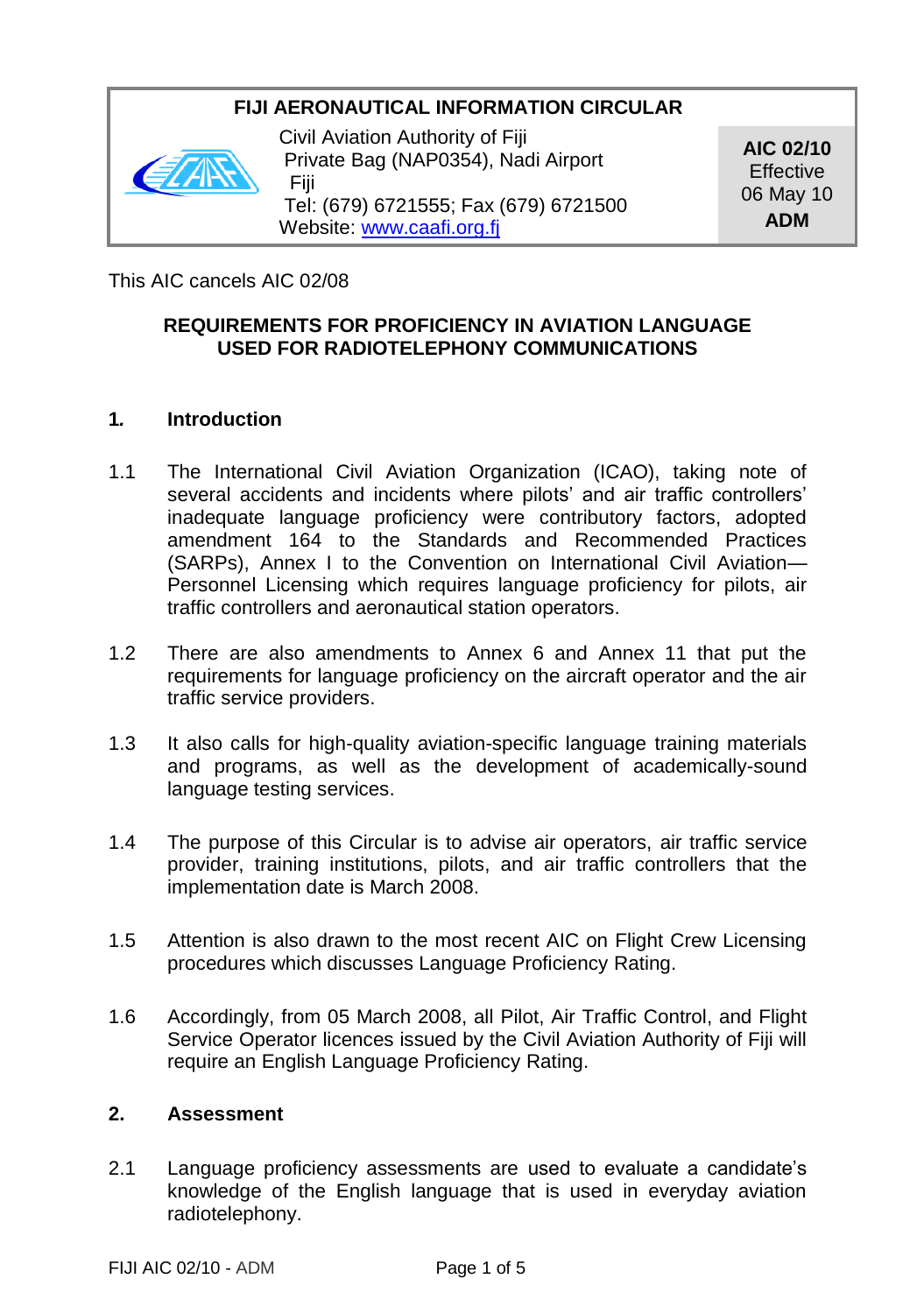**FIJI AERONAUTICAL INFORMATION CIRCULAR**

Civil Aviation Authority of Fiji
Private Bag (NAP0354), Nadi Airport
Fiji
Tel: (679) 6721555; Fax (679) 6721500
Website: [www.caafi.org.fj](http://www.caafi.org.fj)

**AIC 02/10**
Effective
06 May 10
**ADM**

This AIC cancels AIC 02/08

## REQUIREMENTS FOR PROFICIENCY IN AVIATION LANGUAGE USED FOR RADIOTELEPHONY COMMUNICATIONS

### 1. Introduction

1.1 The International Civil Aviation Organization (ICAO), taking note of several accidents and incidents where pilots' and air traffic controllers' inadequate language proficiency were contributory factors, adopted amendment 164 to the Standards and Recommended Practices (SARPs), Annex I to the Convention on International Civil Aviation—Personnel Licensing which requires language proficiency for pilots, air traffic controllers and aeronautical station operators.

1.2 There are also amendments to Annex 6 and Annex 11 that put the requirements for language proficiency on the aircraft operator and the air traffic service providers.

1.3 It also calls for high-quality aviation-specific language training materials and programs, as well as the development of academically-sound language testing services.

1.4 The purpose of this Circular is to advise air operators, air traffic service provider, training institutions, pilots, and air traffic controllers that the implementation date is March 2008.

1.5 Attention is also drawn to the most recent AIC on Flight Crew Licensing procedures which discusses Language Proficiency Rating.

1.6 Accordingly, from 05 March 2008, all Pilot, Air Traffic Control, and Flight Service Operator licences issued by the Civil Aviation Authority of Fiji will require an English Language Proficiency Rating.

### 2. Assessment

2.1 Language proficiency assessments are used to evaluate a candidate's knowledge of the English language that is used in everyday aviation radiotelephony.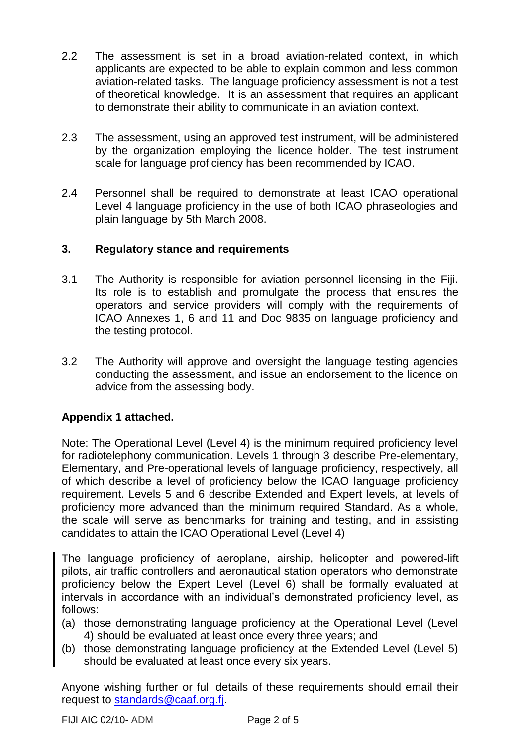2.2 The assessment is set in a broad aviation-related context, in which applicants are expected to be able to explain common and less common aviation-related tasks. The language proficiency assessment is not a test of theoretical knowledge. It is an assessment that requires an applicant to demonstrate their ability to communicate in an aviation context.

2.3 The assessment, using an approved test instrument, will be administered by the organization employing the licence holder. The test instrument scale for language proficiency has been recommended by ICAO.

2.4 Personnel shall be required to demonstrate at least ICAO operational Level 4 language proficiency in the use of both ICAO phraseologies and plain language by 5th March 2008.

## 3. Regulatory stance and requirements

3.1 The Authority is responsible for aviation personnel licensing in the Fiji. Its role is to establish and promulgate the process that ensures the operators and service providers will comply with the requirements of ICAO Annexes 1, 6 and 11 and Doc 9835 on language proficiency and the testing protocol.

3.2 The Authority will approve and oversight the language testing agencies conducting the assessment, and issue an endorsement to the licence on advice from the assessing body.

**Appendix 1 attached.**

Note: The Operational Level (Level 4) is the minimum required proficiency level for radiotelephony communication. Levels 1 through 3 describe Pre-elementary, Elementary, and Pre-operational levels of language proficiency, respectively, all of which describe a level of proficiency below the ICAO language proficiency requirement. Levels 5 and 6 describe Extended and Expert levels, at levels of proficiency more advanced than the minimum required Standard. As a whole, the scale will serve as benchmarks for training and testing, and in assisting candidates to attain the ICAO Operational Level (Level 4)

The language proficiency of aeroplane, airship, helicopter and powered-lift pilots, air traffic controllers and aeronautical station operators who demonstrate proficiency below the Expert Level (Level 6) shall be formally evaluated at intervals in accordance with an individual's demonstrated proficiency level, as follows:

(a) those demonstrating language proficiency at the Operational Level (Level 4) should be evaluated at least once every three years; and
(b) those demonstrating language proficiency at the Extended Level (Level 5) should be evaluated at least once every six years.

Anyone wishing further or full details of these requirements should email their request to standards@caaf.org.fj.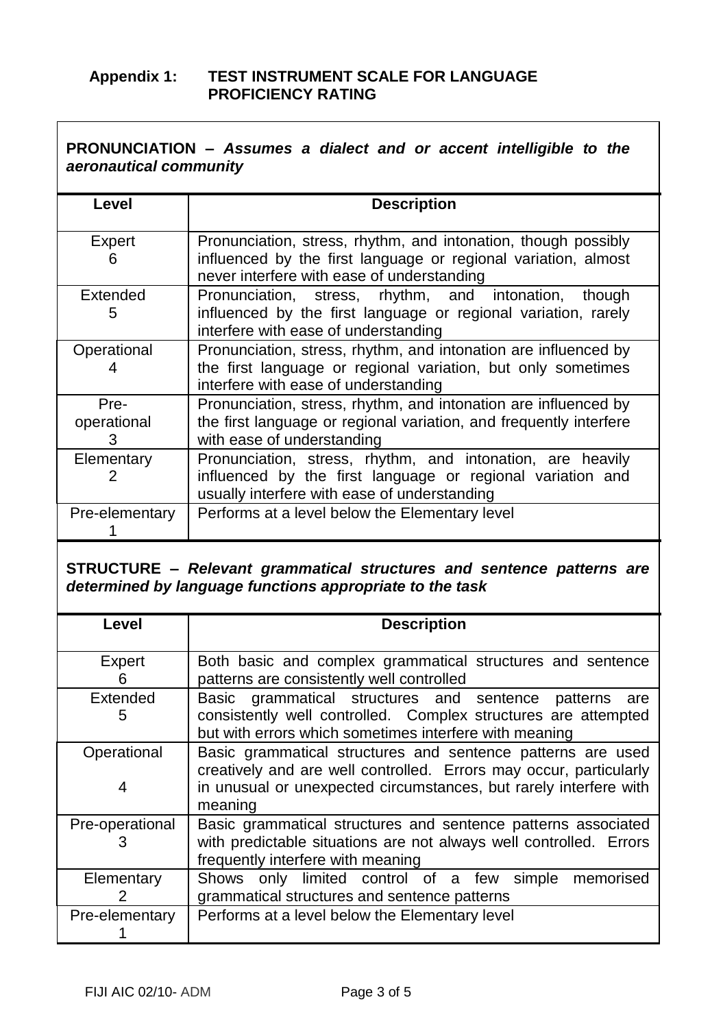## Appendix 1: TEST INSTRUMENT SCALE FOR LANGUAGE PROFICIENCY RATING

**PRONUNCIATION –** ***Assumes a dialect and or accent intelligible to the aeronautical community***

| Level | Description |
|---|---|
| Expert 6 | Pronunciation, stress, rhythm, and intonation, though possibly influenced by the first language or regional variation, almost never interfere with ease of understanding |
| Extended 5 | Pronunciation, stress, rhythm, and intonation, though influenced by the first language or regional variation, rarely interfere with ease of understanding |
| Operational 4 | Pronunciation, stress, rhythm, and intonation are influenced by the first language or regional variation, but only sometimes interfere with ease of understanding |
| Pre-operational 3 | Pronunciation, stress, rhythm, and intonation are influenced by the first language or regional variation, and frequently interfere with ease of understanding |
| Elementary 2 | Pronunciation, stress, rhythm, and intonation, are heavily influenced by the first language or regional variation and usually interfere with ease of understanding |
| Pre-elementary 1 | Performs at a level below the Elementary level |

**STRUCTURE –** ***Relevant grammatical structures and sentence patterns are determined by language functions appropriate to the task***

| Level | Description |
|---|---|
| Expert 6 | Both basic and complex grammatical structures and sentence patterns are consistently well controlled |
| Extended 5 | Basic grammatical structures and sentence patterns are consistently well controlled. Complex structures are attempted but with errors which sometimes interfere with meaning |
| Operational 4 | Basic grammatical structures and sentence patterns are used creatively and are well controlled. Errors may occur, particularly in unusual or unexpected circumstances, but rarely interfere with meaning |
| Pre-operational 3 | Basic grammatical structures and sentence patterns associated with predictable situations are not always well controlled. Errors frequently interfere with meaning |
| Elementary 2 | Shows only limited control of a few simple memorised grammatical structures and sentence patterns |
| Pre-elementary 1 | Performs at a level below the Elementary level |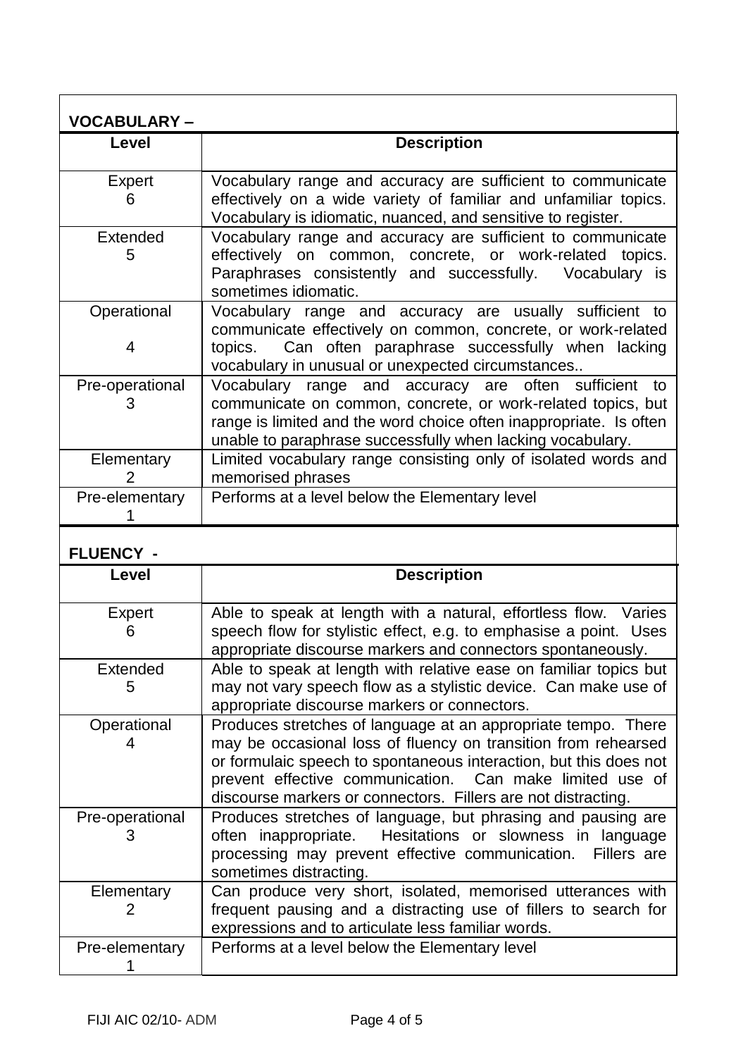**VOCABULARY –**

| Level | Description |
|---|---|
| Expert 6 | Vocabulary range and accuracy are sufficient to communicate effectively on a wide variety of familiar and unfamiliar topics. Vocabulary is idiomatic, nuanced, and sensitive to register. |
| Extended 5 | Vocabulary range and accuracy are sufficient to communicate effectively on common, concrete, or work-related topics. Paraphrases consistently and successfully. Vocabulary is sometimes idiomatic. |
| Operational 4 | Vocabulary range and accuracy are usually sufficient to communicate effectively on common, concrete, or work-related topics. Can often paraphrase successfully when lacking vocabulary in unusual or unexpected circumstances.. |
| Pre-operational 3 | Vocabulary range and accuracy are often sufficient to communicate on common, concrete, or work-related topics, but range is limited and the word choice often inappropriate. Is often unable to paraphrase successfully when lacking vocabulary. |
| Elementary 2 | Limited vocabulary range consisting only of isolated words and memorised phrases |
| Pre-elementary 1 | Performs at a level below the Elementary level |

**FLUENCY -**

| Level | Description |
|---|---|
| Expert 6 | Able to speak at length with a natural, effortless flow. Varies speech flow for stylistic effect, e.g. to emphasise a point. Uses appropriate discourse markers and connectors spontaneously. |
| Extended 5 | Able to speak at length with relative ease on familiar topics but may not vary speech flow as a stylistic device. Can make use of appropriate discourse markers or connectors. |
| Operational 4 | Produces stretches of language at an appropriate tempo. There may be occasional loss of fluency on transition from rehearsed or formulaic speech to spontaneous interaction, but this does not prevent effective communication. Can make limited use of discourse markers or connectors. Fillers are not distracting. |
| Pre-operational 3 | Produces stretches of language, but phrasing and pausing are often inappropriate. Hesitations or slowness in language processing may prevent effective communication. Fillers are sometimes distracting. |
| Elementary 2 | Can produce very short, isolated, memorised utterances with frequent pausing and a distracting use of fillers to search for expressions and to articulate less familiar words. |
| Pre-elementary 1 | Performs at a level below the Elementary level |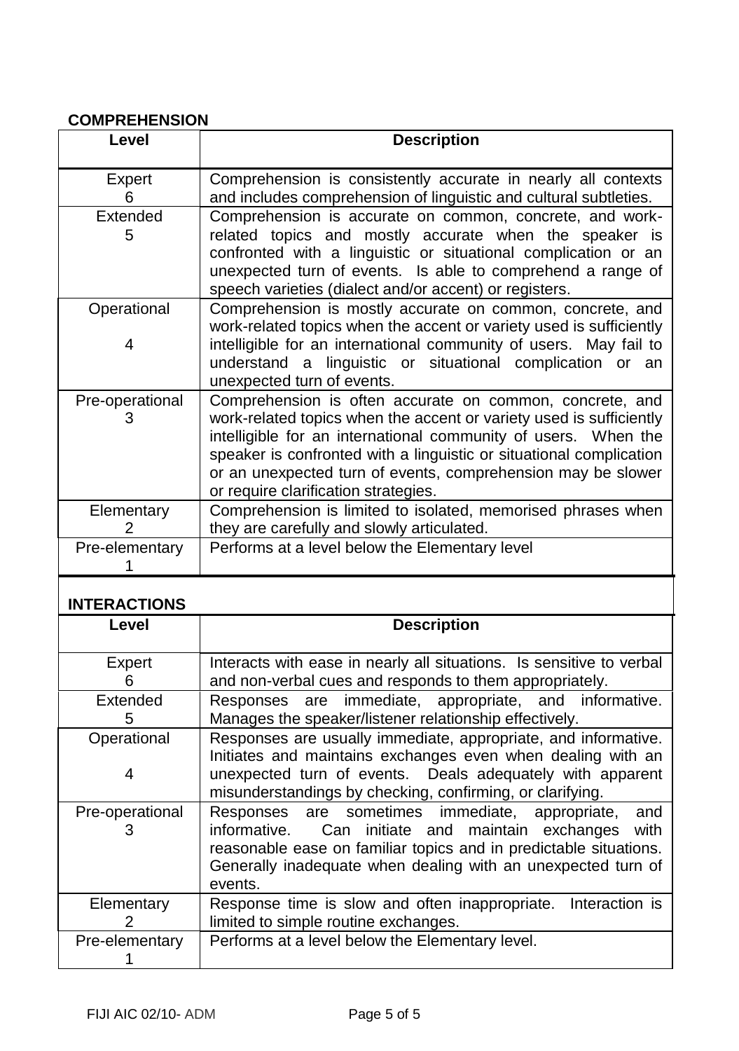**COMPREHENSION**

| Level | Description |
|---|---|
| Expert 6 | Comprehension is consistently accurate in nearly all contexts and includes comprehension of linguistic and cultural subtleties. |
| Extended 5 | Comprehension is accurate on common, concrete, and work-related topics and mostly accurate when the speaker is confronted with a linguistic or situational complication or an unexpected turn of events. Is able to comprehend a range of speech varieties (dialect and/or accent) or registers. |
| Operational 4 | Comprehension is mostly accurate on common, concrete, and work-related topics when the accent or variety used is sufficiently intelligible for an international community of users. May fail to understand a linguistic or situational complication or an unexpected turn of events. |
| Pre-operational 3 | Comprehension is often accurate on common, concrete, and work-related topics when the accent or variety used is sufficiently intelligible for an international community of users. When the speaker is confronted with a linguistic or situational complication or an unexpected turn of events, comprehension may be slower or require clarification strategies. |
| Elementary 2 | Comprehension is limited to isolated, memorised phrases when they are carefully and slowly articulated. |
| Pre-elementary 1 | Performs at a level below the Elementary level |

**INTERACTIONS**

| Level | Description |
|---|---|
| Expert 6 | Interacts with ease in nearly all situations. Is sensitive to verbal and non-verbal cues and responds to them appropriately. |
| Extended 5 | Responses are immediate, appropriate, and informative. Manages the speaker/listener relationship effectively. |
| Operational 4 | Responses are usually immediate, appropriate, and informative. Initiates and maintains exchanges even when dealing with an unexpected turn of events. Deals adequately with apparent misunderstandings by checking, confirming, or clarifying. |
| Pre-operational 3 | Responses are sometimes immediate, appropriate, and informative. Can initiate and maintain exchanges with reasonable ease on familiar topics and in predictable situations. Generally inadequate when dealing with an unexpected turn of events. |
| Elementary 2 | Response time is slow and often inappropriate. Interaction is limited to simple routine exchanges. |
| Pre-elementary 1 | Performs at a level below the Elementary level. |

FIJI AIC 02/10- ADM